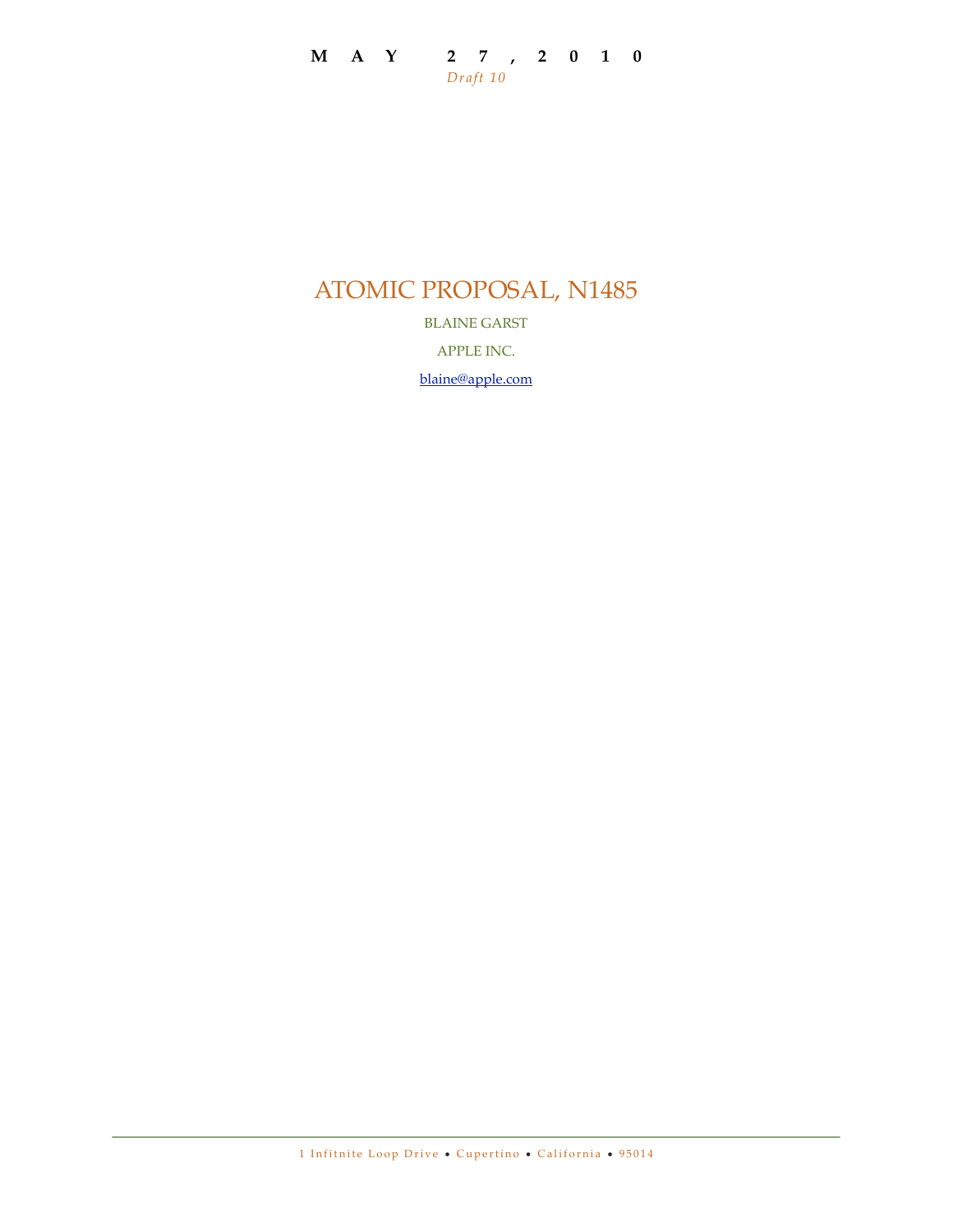**MAY 27, 2010**

*Draft 10*

# ATOMIC PROPOSAL, N1485

BLAINE GARST

APPLE INC.

blaine@apple.com

1 Infitnite Loop Drive • Cupertino • California • 95014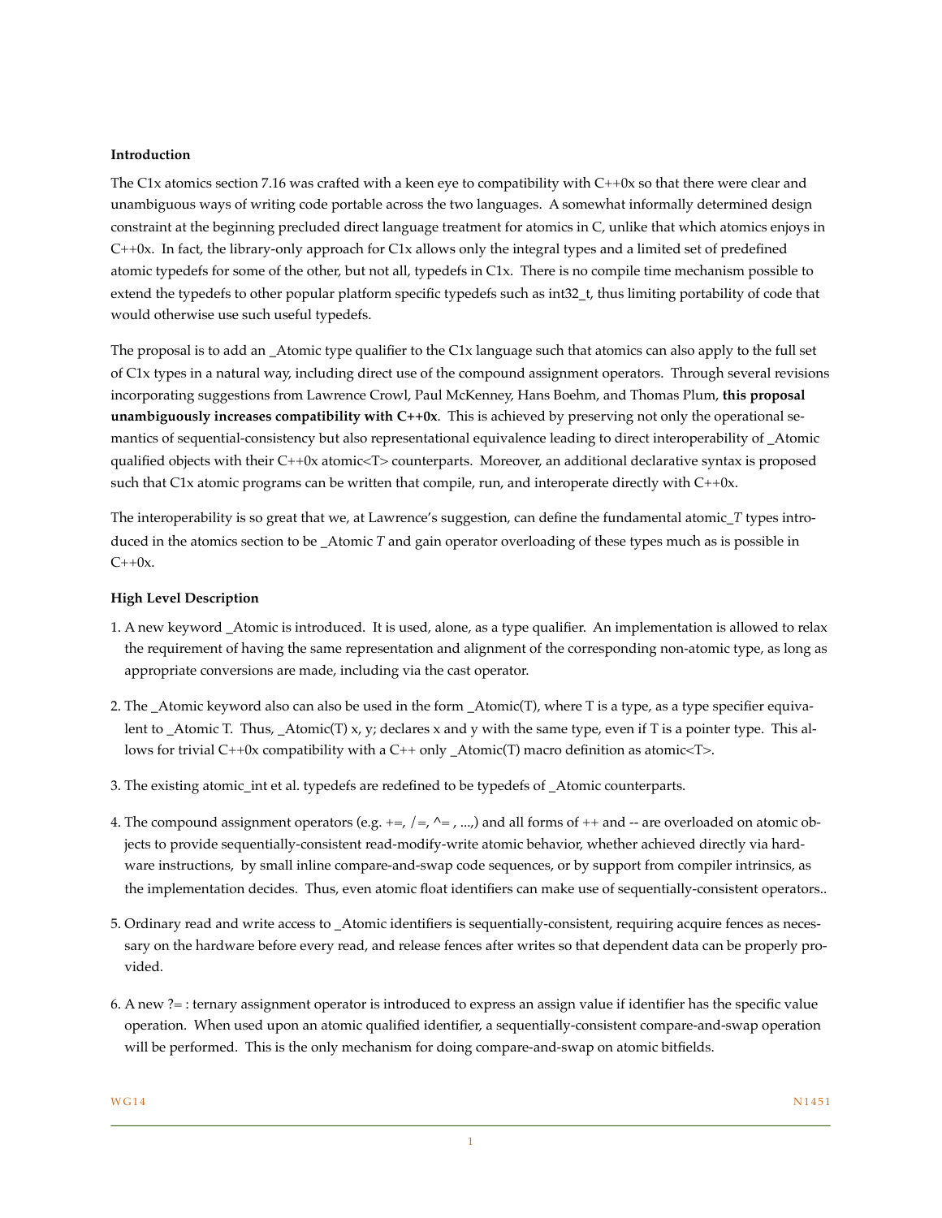**Introduction**

The C1x atomics section 7.16 was crafted with a keen eye to compatibility with C++0x so that there were clear and unambiguous ways of writing code portable across the two languages. A somewhat informally determined design constraint at the beginning precluded direct language treatment for atomics in C, unlike that which atomics enjoys in C++0x. In fact, the library-only approach for C1x allows only the integral types and a limited set of predefined atomic typedefs for some of the other, but not all, typedefs in C1x. There is no compile time mechanism possible to extend the typedefs to other popular platform specific typedefs such as int32_t, thus limiting portability of code that would otherwise use such useful typedefs.

The proposal is to add an _Atomic type qualifier to the C1x language such that atomics can also apply to the full set of C1x types in a natural way, including direct use of the compound assignment operators. Through several revisions incorporating suggestions from Lawrence Crowl, Paul McKenney, Hans Boehm, and Thomas Plum, **this proposal unambiguously increases compatibility with C++0x**. This is achieved by preserving not only the operational semantics of sequential-consistency but also representational equivalence leading to direct interoperability of _Atomic qualified objects with their C++0x atomic<T> counterparts. Moreover, an additional declarative syntax is proposed such that C1x atomic programs can be written that compile, run, and interoperate directly with C++0x.

The interoperability is so great that we, at Lawrence's suggestion, can define the fundamental atomic_*T* types introduced in the atomics section to be _Atomic *T* and gain operator overloading of these types much as is possible in C++0x.

**High Level Description**

1. A new keyword _Atomic is introduced. It is used, alone, as a type qualifier. An implementation is allowed to relax the requirement of having the same representation and alignment of the corresponding non-atomic type, as long as appropriate conversions are made, including via the cast operator.

2. The _Atomic keyword also can also be used in the form _Atomic(T), where T is a type, as a type specifier equivalent to _Atomic T. Thus, _Atomic(T) x, y; declares x and y with the same type, even if T is a pointer type. This allows for trivial C++0x compatibility with a C++ only _Atomic(T) macro definition as atomic<T>.

3. The existing atomic_int et al. typedefs are redefined to be typedefs of _Atomic counterparts.

4. The compound assignment operators (e.g. +=, /=, ^= , ...,) and all forms of ++ and -- are overloaded on atomic objects to provide sequentially-consistent read-modify-write atomic behavior, whether achieved directly via hardware instructions, by small inline compare-and-swap code sequences, or by support from compiler intrinsics, as the implementation decides. Thus, even atomic float identifiers can make use of sequentially-consistent operators..

5. Ordinary read and write access to _Atomic identifiers is sequentially-consistent, requiring acquire fences as necessary on the hardware before every read, and release fences after writes so that dependent data can be properly provided.

6. A new ?= : ternary assignment operator is introduced to express an assign value if identifier has the specific value operation. When used upon an atomic qualified identifier, a sequentially-consistent compare-and-swap operation will be performed. This is the only mechanism for doing compare-and-swap on atomic bitfields.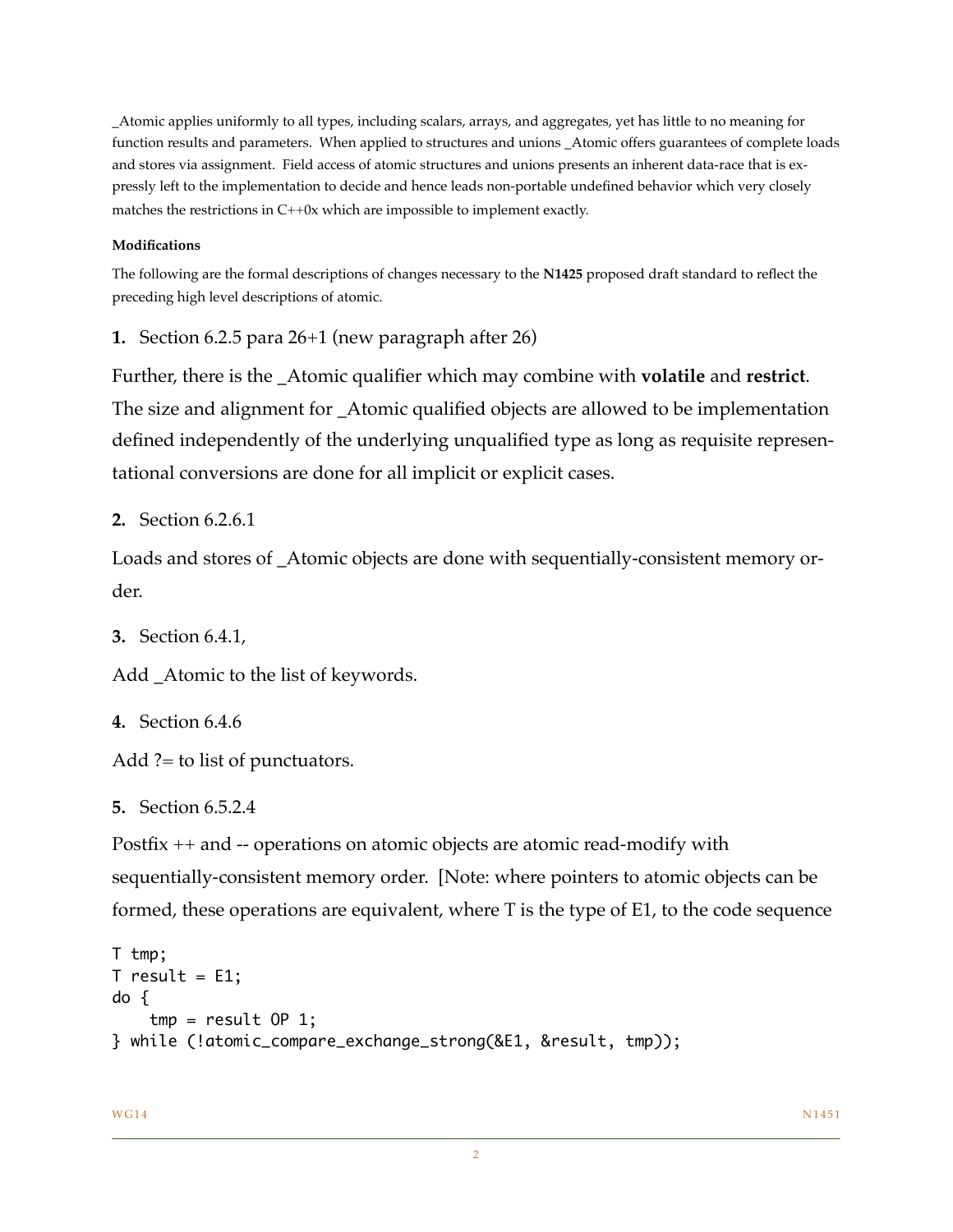_Atomic applies uniformly to all types, including scalars, arrays, and aggregates, yet has little to no meaning for function results and parameters. When applied to structures and unions _Atomic offers guarantees of complete loads and stores via assignment. Field access of atomic structures and unions presents an inherent data-race that is expressly left to the implementation to decide and hence leads non-portable undefined behavior which very closely matches the restrictions in C++0x which are impossible to implement exactly.

#### Modifications

The following are the formal descriptions of changes necessary to the **N1425** proposed draft standard to reflect the preceding high level descriptions of atomic.

**1.** Section 6.2.5 para 26+1 (new paragraph after 26)

Further, there is the _Atomic qualifier which may combine with **volatile** and **restrict**. The size and alignment for _Atomic qualified objects are allowed to be implementation defined independently of the underlying unqualified type as long as requisite representational conversions are done for all implicit or explicit cases.

**2.** Section 6.2.6.1

Loads and stores of _Atomic objects are done with sequentially-consistent memory order.

**3.** Section 6.4.1,

Add _Atomic to the list of keywords.

**4.** Section 6.4.6

Add ?= to list of punctuators.

**5.** Section 6.5.2.4

Postfix ++ and -- operations on atomic objects are atomic read-modify with sequentially-consistent memory order. [Note: where pointers to atomic objects can be formed, these operations are equivalent, where T is the type of E1, to the code sequence

```
T tmp;
T result = E1;
do {
    tmp = result OP 1;
} while (!atomic_compare_exchange_strong(&E1, &result, tmp));
```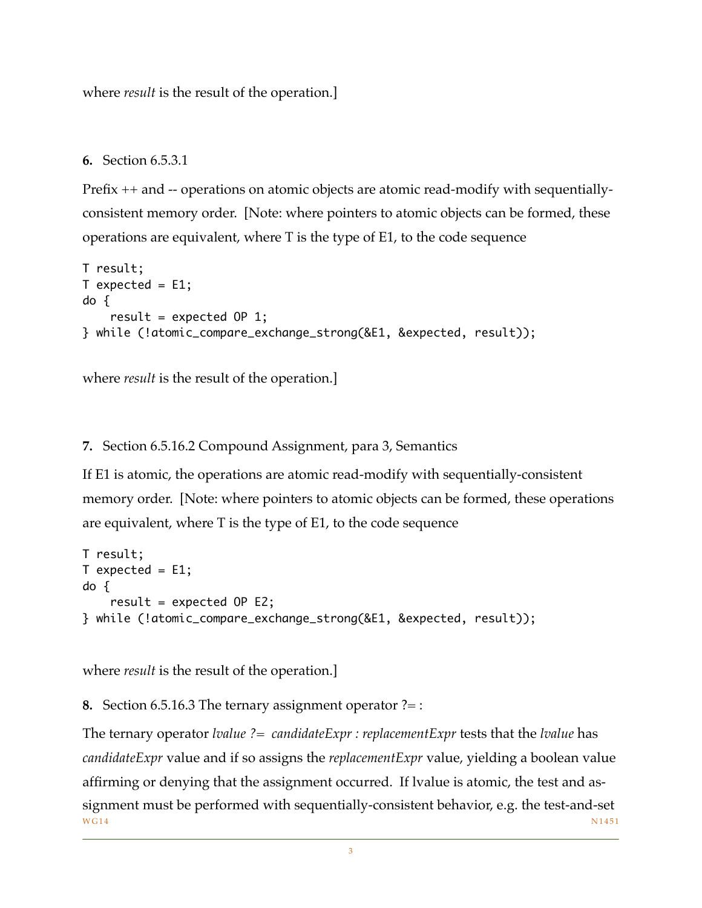where *result* is the result of the operation.]

**6.** Section 6.5.3.1

Prefix ++ and -- operations on atomic objects are atomic read-modify with sequentially-consistent memory order. [Note: where pointers to atomic objects can be formed, these operations are equivalent, where T is the type of E1, to the code sequence

```
T result;
T expected = E1;
do {
    result = expected OP 1;
} while (!atomic_compare_exchange_strong(&E1, &expected, result));
```

where *result* is the result of the operation.]

**7.** Section 6.5.16.2 Compound Assignment, para 3, Semantics

If E1 is atomic, the operations are atomic read-modify with sequentially-consistent memory order. [Note: where pointers to atomic objects can be formed, these operations are equivalent, where T is the type of E1, to the code sequence

```
T result;
T expected = E1;
do {
    result = expected OP E2;
} while (!atomic_compare_exchange_strong(&E1, &expected, result));
```

where *result* is the result of the operation.]

**8.** Section 6.5.16.3 The ternary assignment operator ?= :

The ternary operator *lvalue ?= candidateExpr : replacementExpr* tests that the *lvalue* has *candidateExpr* value and if so assigns the *replacementExpr* value, yielding a boolean value affirming or denying that the assignment occurred. If lvalue is atomic, the test and assignment must be performed with sequentially-consistent behavior, e.g. the test-and-set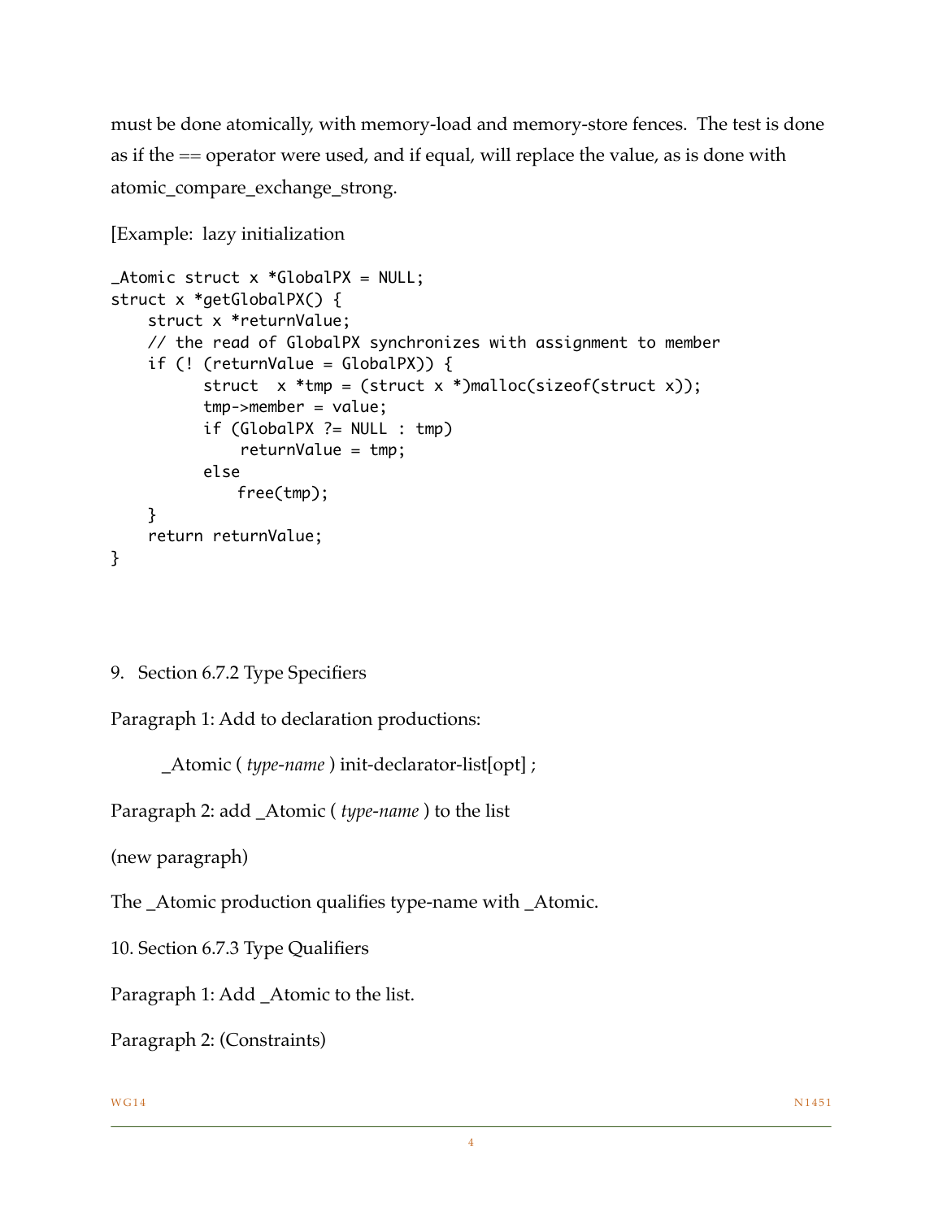must be done atomically, with memory-load and memory-store fences. The test is done as if the == operator were used, and if equal, will replace the value, as is done with atomic_compare_exchange_strong.

[Example: lazy initialization

```
_Atomic struct x *GlobalPX = NULL;
struct x *getGlobalPX() {
    struct x *returnValue;
    // the read of GlobalPX synchronizes with assignment to member
    if (! (returnValue = GlobalPX)) {
          struct  x *tmp = (struct x *)malloc(sizeof(struct x));
          tmp->member = value;
          if (GlobalPX ?= NULL : tmp)
              returnValue = tmp;
          else
             free(tmp);
    }
    return returnValue;
}
```

9. Section 6.7.2 Type Specifiers

Paragraph 1: Add to declaration productions:

  _Atomic ( *type-name* ) init-declarator-list[opt] ;

Paragraph 2: add _Atomic ( *type-name* ) to the list

(new paragraph)

The _Atomic production qualifies type-name with _Atomic.

10. Section 6.7.3 Type Qualifiers

Paragraph 1: Add _Atomic to the list.

Paragraph 2: (Constraints)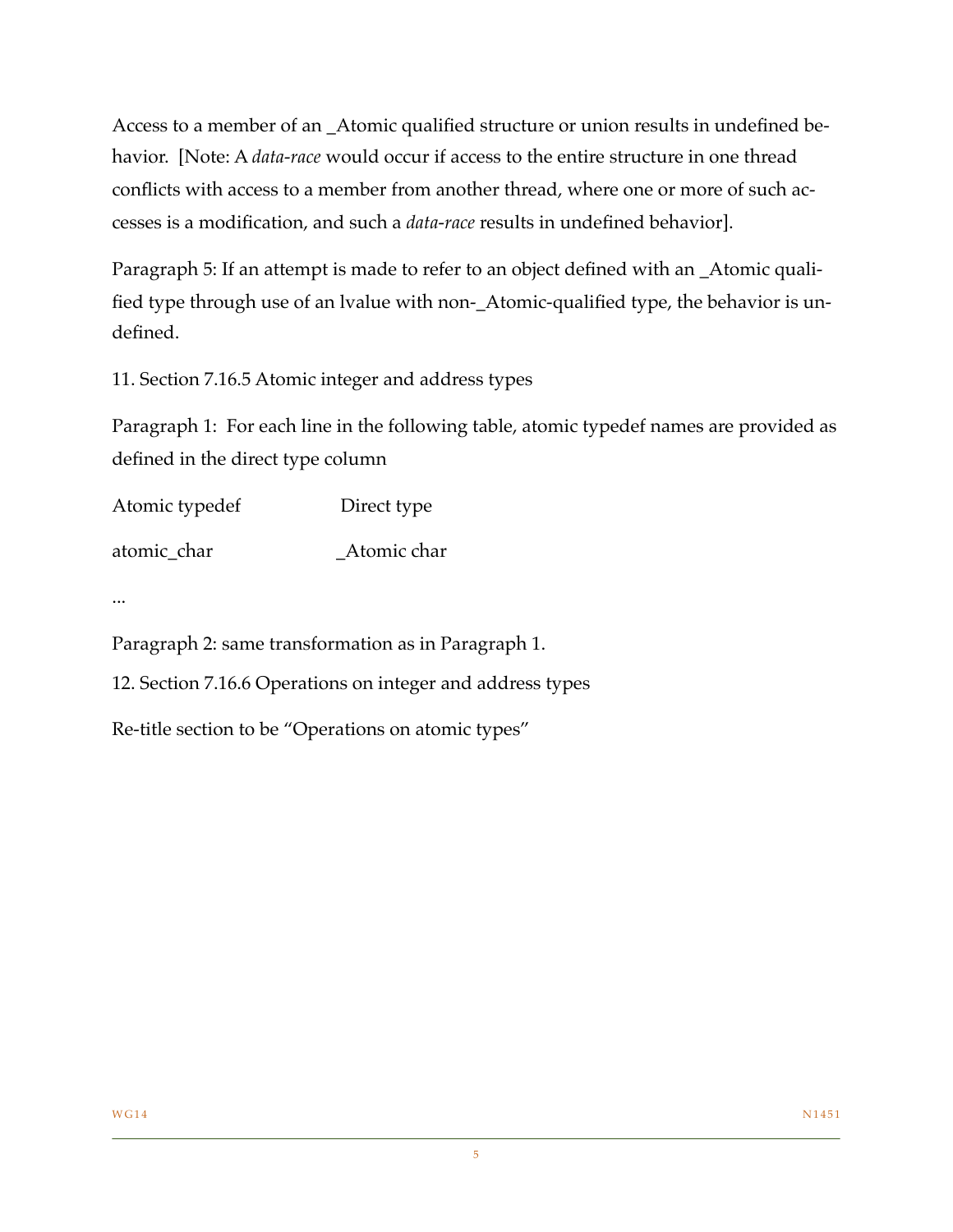Access to a member of an _Atomic qualified structure or union results in undefined behavior. [Note: A *data-race* would occur if access to the entire structure in one thread conflicts with access to a member from another thread, where one or more of such accesses is a modification, and such a *data-race* results in undefined behavior].

Paragraph 5: If an attempt is made to refer to an object defined with an _Atomic qualified type through use of an lvalue with non-_Atomic-qualified type, the behavior is undefined.

11. Section 7.16.5 Atomic integer and address types

Paragraph 1: For each line in the following table, atomic typedef names are provided as defined in the direct type column

| Atomic typedef | Direct type |
|---|---|
| atomic_char | _Atomic char |

...

Paragraph 2: same transformation as in Paragraph 1.

12. Section 7.16.6 Operations on integer and address types

Re-title section to be “Operations on atomic types”